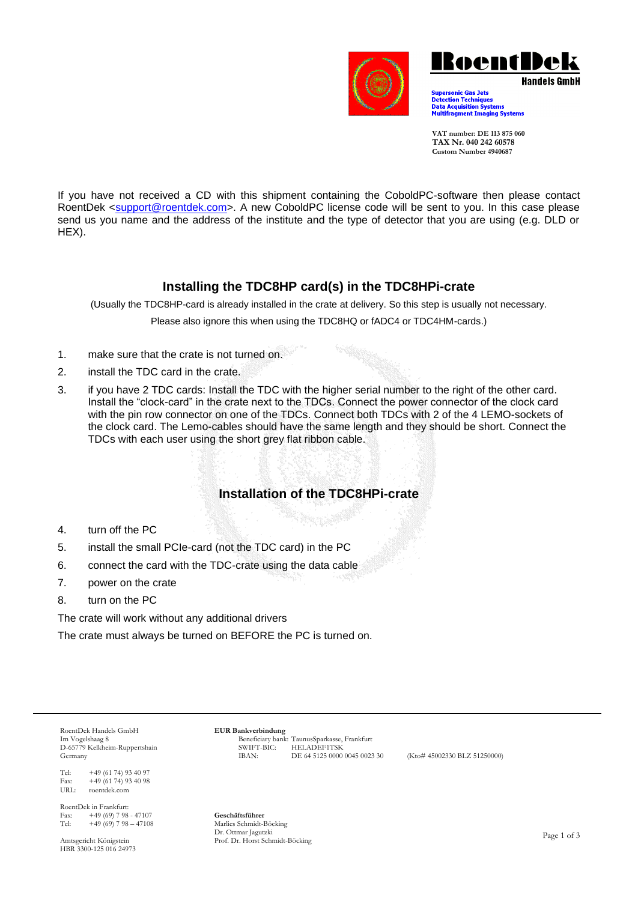**RoentDek**
**Handels GmbH**

**Supersonic Gas Jets**
**Detection Techniques**
**Data Acquisition Systems**
**Multifragment Imaging Systems**

**VAT number: DE 113 875 060**
**TAX Nr. 040 242 60578**
**Custom Number 4940687**

If you have not received a CD with this shipment containing the CoboldPC-software then please contact RoentDek <support@roentdek.com>. A new CoboldPC license code will be sent to you. In this case please send us you name and the address of the institute and the type of detector that you are using (e.g. DLD or HEX).

## Installing the TDC8HP card(s) in the TDC8HPi-crate

(Usually the TDC8HP-card is already installed in the crate at delivery. So this step is usually not necessary.

Please also ignore this when using the TDC8HQ or fADC4 or TDC4HM-cards.)

1. make sure that the crate is not turned on.
2. install the TDC card in the crate.
3. if you have 2 TDC cards: Install the TDC with the higher serial number to the right of the other card. Install the "clock-card" in the crate next to the TDCs. Connect the power connector of the clock card with the pin row connector on one of the TDCs. Connect both TDCs with 2 of the 4 LEMO-sockets of the clock card. The Lemo-cables should have the same length and they should be short. Connect the TDCs with each user using the short grey flat ribbon cable.

## Installation of the TDC8HPi-crate

4. turn off the PC
5. install the small PCIe-card (not the TDC card) in the PC
6. connect the card with the TDC-crate using the data cable
7. power on the crate
8. turn on the PC

The crate will work without any additional drivers

The crate must always be turned on BEFORE the PC is turned on.

RoentDek Handels GmbH
Im Vogelshaag 8
D-65779 Kelkheim-Ruppertshain
Germany

Tel: +49 (61 74) 93 40 97
Fax: +49 (61 74) 93 40 98
URL: roentdek.com

RoentDek in Frankfurt:
Fax: +49 (69) 7 98 - 47107
Tel: +49 (69) 7 98 – 47108

Amtsgericht Königstein
HBR 3300-125 016 24973

**EUR Bankverbindung**
Beneficiary bank: TaunusSparkasse, Frankfurt
SWIFT-BIC: HELADEF1TSK
IBAN: DE 64 5125 0000 0045 0023 30 (Kto# 45002330 BLZ 51250000)

**Geschäftsführer**
Marlies Schmidt-Böcking
Dr. Ottmar Jagutzki
Prof. Dr. Horst Schmidt-Böcking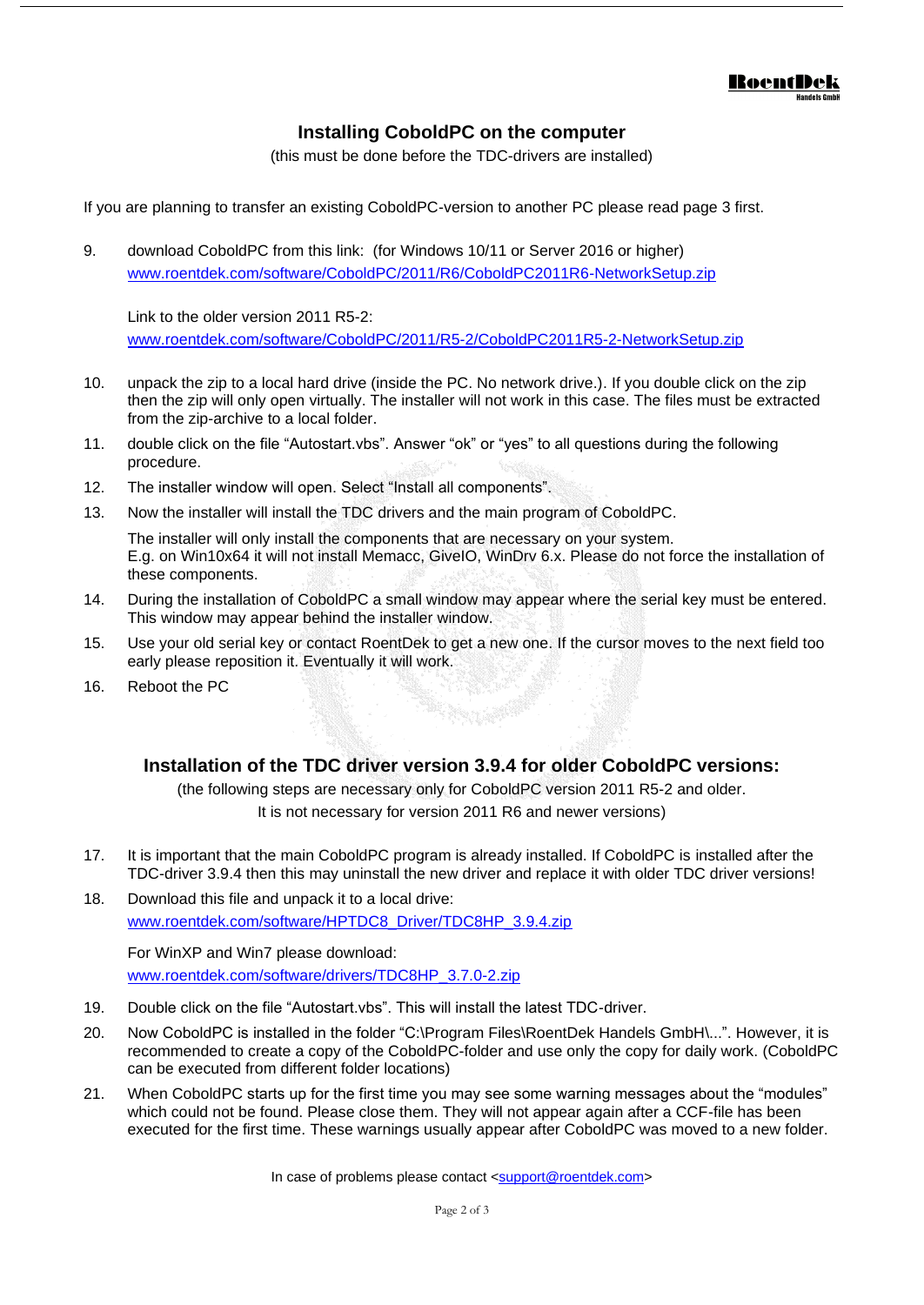## Installing CoboldPC on the computer

(this must be done before the TDC-drivers are installed)

If you are planning to transfer an existing CoboldPC-version to another PC please read page 3 first.

9. download CoboldPC from this link: (for Windows 10/11 or Server 2016 or higher)
   www.roentdek.com/software/CoboldPC/2011/R6/CoboldPC2011R6-NetworkSetup.zip

   Link to the older version 2011 R5-2:
   www.roentdek.com/software/CoboldPC/2011/R5-2/CoboldPC2011R5-2-NetworkSetup.zip

10. unpack the zip to a local hard drive (inside the PC. No network drive.). If you double click on the zip then the zip will only open virtually. The installer will not work in this case. The files must be extracted from the zip-archive to a local folder.
11. double click on the file "Autostart.vbs". Answer "ok" or "yes" to all questions during the following procedure.
12. The installer window will open. Select "Install all components".
13. Now the installer will install the TDC drivers and the main program of CoboldPC.

    The installer will only install the components that are necessary on your system.
    E.g. on Win10x64 it will not install Memacc, GiveIO, WinDrv 6.x. Please do not force the installation of these components.
14. During the installation of CoboldPC a small window may appear where the serial key must be entered. This window may appear behind the installer window.
15. Use your old serial key or contact RoentDek to get a new one. If the cursor moves to the next field too early please reposition it. Eventually it will work.
16. Reboot the PC

## Installation of the TDC driver version 3.9.4 for older CoboldPC versions:

(the following steps are necessary only for CoboldPC version 2011 R5-2 and older.
It is not necessary for version 2011 R6 and newer versions)

17. It is important that the main CoboldPC program is already installed. If CoboldPC is installed after the TDC-driver 3.9.4 then this may uninstall the new driver and replace it with older TDC driver versions!
18. Download this file and unpack it to a local drive:
    www.roentdek.com/software/HPTDC8_Driver/TDC8HP_3.9.4.zip

    For WinXP and Win7 please download:
    www.roentdek.com/software/drivers/TDC8HP_3.7.0-2.zip
19. Double click on the file "Autostart.vbs". This will install the latest TDC-driver.
20. Now CoboldPC is installed in the folder "C:\Program Files\RoentDek Handels GmbH\...". However, it is recommended to create a copy of the CoboldPC-folder and use only the copy for daily work. (CoboldPC can be executed from different folder locations)
21. When CoboldPC starts up for the first time you may see some warning messages about the "modules" which could not be found. Please close them. They will not appear again after a CCF-file has been executed for the first time. These warnings usually appear after CoboldPC was moved to a new folder.

In case of problems please contact <support@roentdek.com>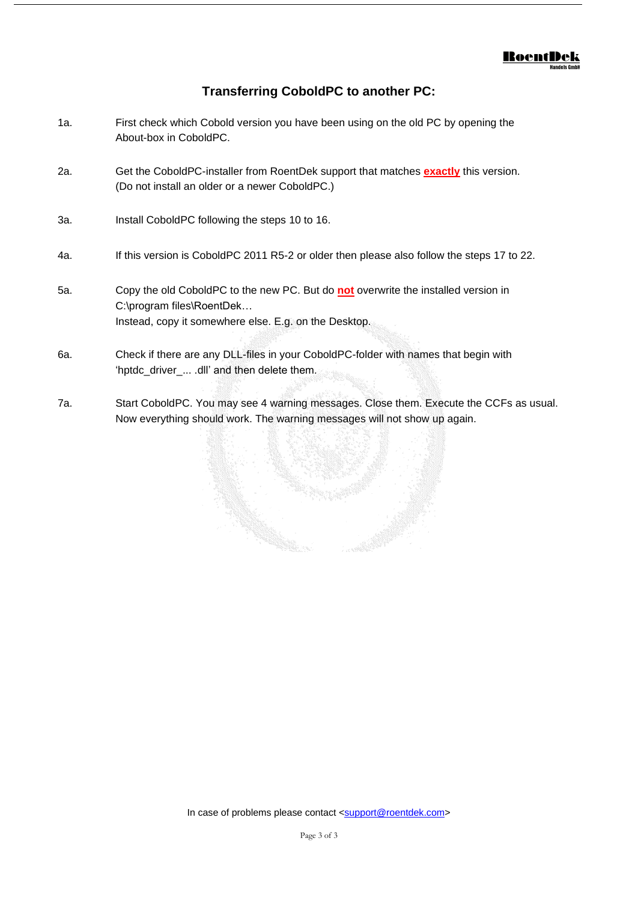## Transferring CoboldPC to another PC:

1a. First check which Cobold version you have been using on the old PC by opening the About-box in CoboldPC.

2a. Get the CoboldPC-installer from RoentDek support that matches **exactly** this version. (Do not install an older or a newer CoboldPC.)

3a. Install CoboldPC following the steps 10 to 16.

4a. If this version is CoboldPC 2011 R5-2 or older then please also follow the steps 17 to 22.

5a. Copy the old CoboldPC to the new PC. But do **not** overwrite the installed version in C:\program files\RoentDek…
Instead, copy it somewhere else. E.g. on the Desktop.

6a. Check if there are any DLL-files in your CoboldPC-folder with names that begin with 'hptdc_driver_... .dll' and then delete them.

7a. Start CoboldPC. You may see 4 warning messages. Close them. Execute the CCFs as usual. Now everything should work. The warning messages will not show up again.

In case of problems please contact <support@roentdek.com>